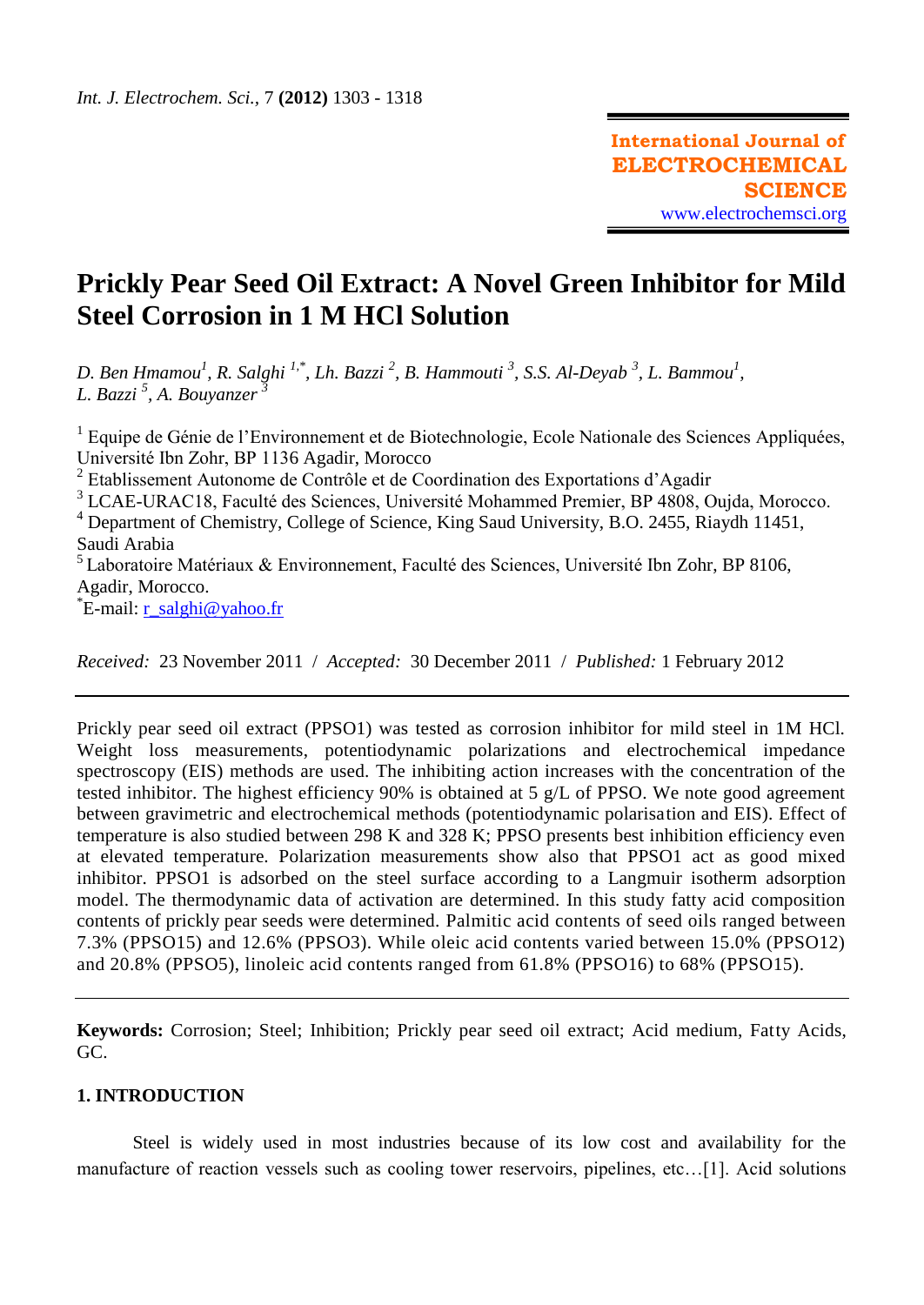# Prickly Pear Seed Oil Extract: A Novel Green Inhibitor for Mild Steel Corrosion in 1 M HCl Solution

*D. Ben Hmamou[1], R. Salghi [1,*], Lh. Bazzi [2], B. Hammouti [3], S.S. Al-Deyab [3], L. Bammou[1], L. Bazzi [5], A. Bouyanzer [3]*

[1] Equipe de Génie de l'Environnement et de Biotechnologie, Ecole Nationale des Sciences Appliquées, Université Ibn Zohr, BP 1136 Agadir, Morocco
[2] Etablissement Autonome de Contrôle et de Coordination des Exportations d'Agadir
[3] LCAE-URAC18, Faculté des Sciences, Université Mohammed Premier, BP 4808, Oujda, Morocco.
[4] Department of Chemistry, College of Science, King Saud University, B.O. 2455, Riaydh 11451, Saudi Arabia
[5] Laboratoire Matériaux & Environnement, Faculté des Sciences, Université Ibn Zohr, BP 8106, Agadir, Morocco.
[*]E-mail: r_salghi@yahoo.fr

*Received:* 23 November 2011 / *Accepted:* 30 December 2011 / *Published:* 1 February 2012

---

Prickly pear seed oil extract (PPSO1) was tested as corrosion inhibitor for mild steel in 1M HCl. Weight loss measurements, potentiodynamic polarizations and electrochemical impedance spectroscopy (EIS) methods are used. The inhibiting action increases with the concentration of the tested inhibitor. The highest efficiency 90% is obtained at 5 g/L of PPSO. We note good agreement between gravimetric and electrochemical methods (potentiodynamic polarisation and EIS). Effect of temperature is also studied between 298 K and 328 K; PPSO presents best inhibition efficiency even at elevated temperature. Polarization measurements show also that PPSO1 act as good mixed inhibitor. PPSO1 is adsorbed on the steel surface according to a Langmuir isotherm adsorption model. The thermodynamic data of activation are determined. In this study fatty acid composition contents of prickly pear seeds were determined. Palmitic acid contents of seed oils ranged between 7.3% (PPSO15) and 12.6% (PPSO3). While oleic acid contents varied between 15.0% (PPSO12) and 20.8% (PPSO5), linoleic acid contents ranged from 61.8% (PPSO16) to 68% (PPSO15).

---

**Keywords:** Corrosion; Steel; Inhibition; Prickly pear seed oil extract; Acid medium, Fatty Acids, GC.

## 1. INTRODUCTION

Steel is widely used in most industries because of its low cost and availability for the manufacture of reaction vessels such as cooling tower reservoirs, pipelines, etc…[1]. Acid solutions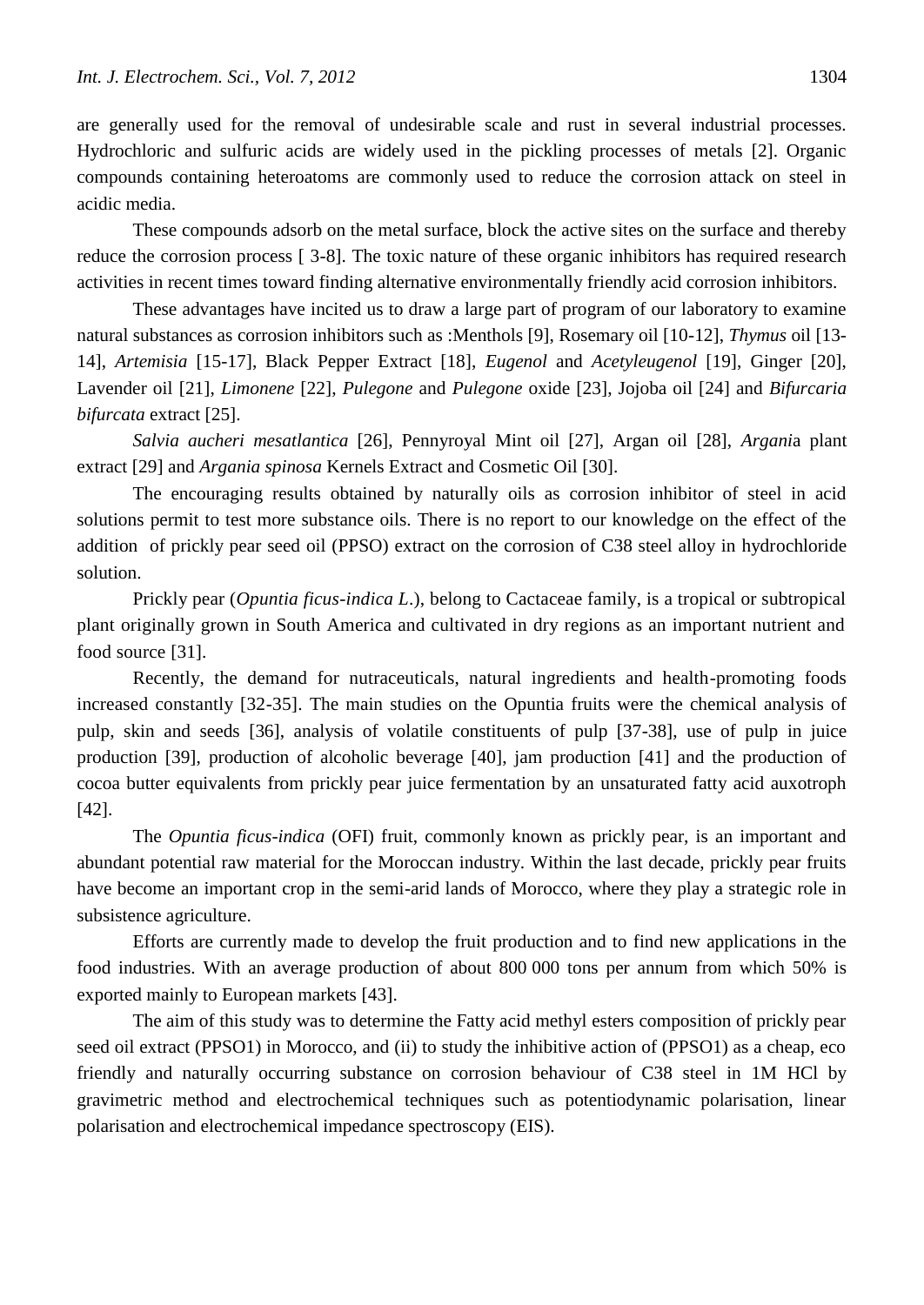are generally used for the removal of undesirable scale and rust in several industrial processes. Hydrochloric and sulfuric acids are widely used in the pickling processes of metals [2]. Organic compounds containing heteroatoms are commonly used to reduce the corrosion attack on steel in acidic media.

These compounds adsorb on the metal surface, block the active sites on the surface and thereby reduce the corrosion process [ 3-8]. The toxic nature of these organic inhibitors has required research activities in recent times toward finding alternative environmentally friendly acid corrosion inhibitors.

These advantages have incited us to draw a large part of program of our laboratory to examine natural substances as corrosion inhibitors such as :Menthols [9], Rosemary oil [10-12], *Thymus* oil [13-14], *Artemisia* [15-17], Black Pepper Extract [18], *Eugenol* and *Acetyleugenol* [19], Ginger [20], Lavender oil [21], *Limonene* [22], *Pulegone* and *Pulegone* oxide [23], Jojoba oil [24] and *Bifurcaria bifurcata* extract [25].

*Salvia aucheri mesatlantica* [26], Pennyroyal Mint oil [27], Argan oil [28], *Argani*a plant extract [29] and *Argania spinosa* Kernels Extract and Cosmetic Oil [30].

The encouraging results obtained by naturally oils as corrosion inhibitor of steel in acid solutions permit to test more substance oils. There is no report to our knowledge on the effect of the addition of prickly pear seed oil (PPSO) extract on the corrosion of C38 steel alloy in hydrochloride solution.

Prickly pear (*Opuntia ficus-indica L.*), belong to Cactaceae family, is a tropical or subtropical plant originally grown in South America and cultivated in dry regions as an important nutrient and food source [31].

Recently, the demand for nutraceuticals, natural ingredients and health-promoting foods increased constantly [32-35]. The main studies on the Opuntia fruits were the chemical analysis of pulp, skin and seeds [36], analysis of volatile constituents of pulp [37-38], use of pulp in juice production [39], production of alcoholic beverage [40], jam production [41] and the production of cocoa butter equivalents from prickly pear juice fermentation by an unsaturated fatty acid auxotroph [42].

The *Opuntia ficus-indica* (OFI) fruit, commonly known as prickly pear, is an important and abundant potential raw material for the Moroccan industry. Within the last decade, prickly pear fruits have become an important crop in the semi-arid lands of Morocco, where they play a strategic role in subsistence agriculture.

Efforts are currently made to develop the fruit production and to find new applications in the food industries. With an average production of about 800 000 tons per annum from which 50% is exported mainly to European markets [43].

The aim of this study was to determine the Fatty acid methyl esters composition of prickly pear seed oil extract (PPSO1) in Morocco, and (ii) to study the inhibitive action of (PPSO1) as a cheap, eco friendly and naturally occurring substance on corrosion behaviour of C38 steel in 1M HCl by gravimetric method and electrochemical techniques such as potentiodynamic polarisation, linear polarisation and electrochemical impedance spectroscopy (EIS).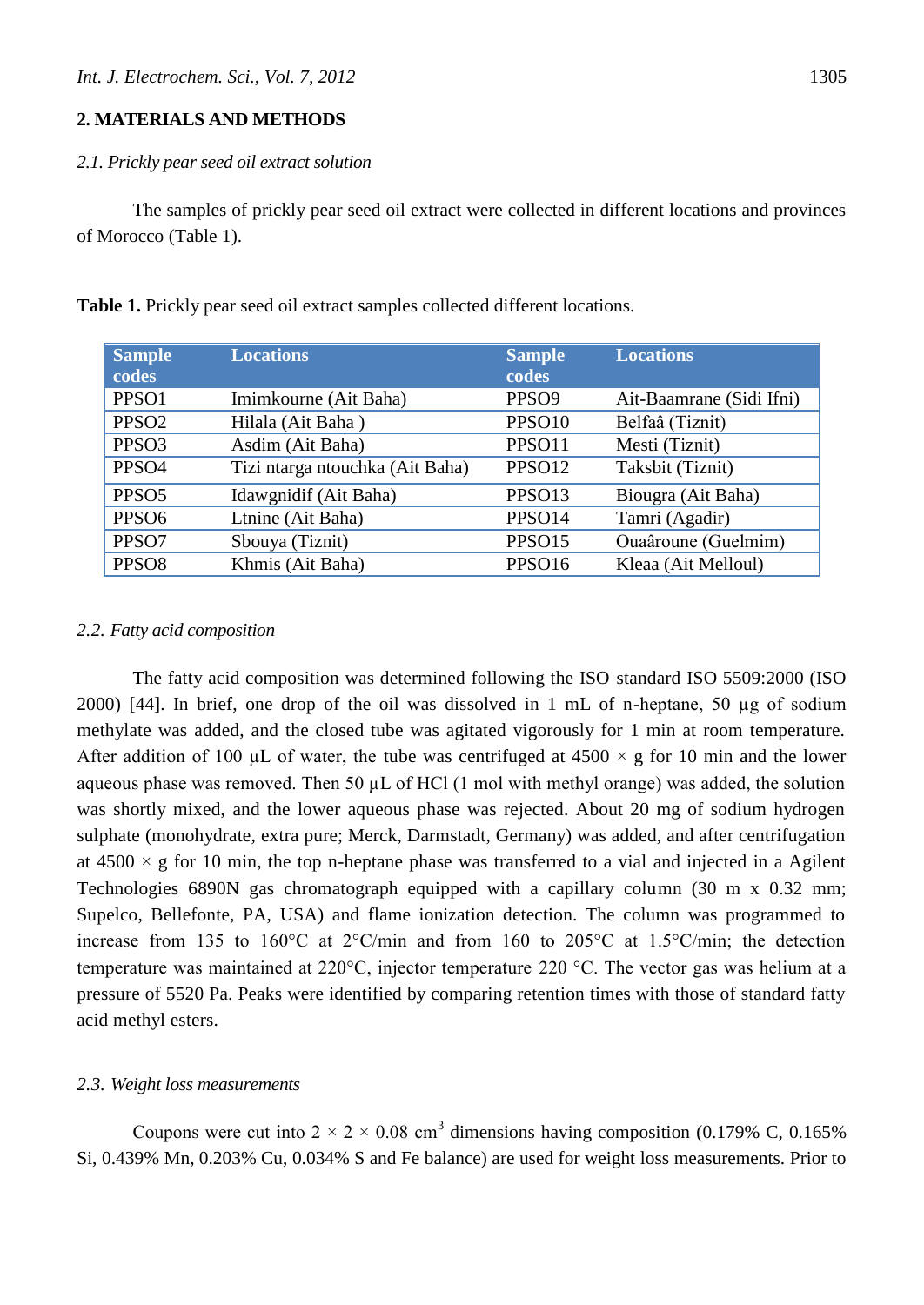## 2. MATERIALS AND METHODS

### *2.1. Prickly pear seed oil extract solution*

The samples of prickly pear seed oil extract were collected in different locations and provinces of Morocco (Table 1).

**Table 1.** Prickly pear seed oil extract samples collected different locations.

| Sample codes | Locations | Sample codes | Locations |
|---|---|---|---|
| PPSO1 | Imimkourne (Ait Baha) | PPSO9 | Ait-Baamrane (Sidi Ifni) |
| PPSO2 | Hilala (Ait Baha ) | PPSO10 | Belfaâ (Tiznit) |
| PPSO3 | Asdim (Ait Baha) | PPSO11 | Mesti (Tiznit) |
| PPSO4 | Tizi ntarga ntouchka (Ait Baha) | PPSO12 | Taksbit (Tiznit) |
| PPSO5 | Idawgnidif (Ait Baha) | PPSO13 | Biougra (Ait Baha) |
| PPSO6 | Ltnine (Ait Baha) | PPSO14 | Tamri (Agadir) |
| PPSO7 | Sbouya (Tiznit) | PPSO15 | Ouaâroune (Guelmim) |
| PPSO8 | Khmis (Ait Baha) | PPSO16 | Kleaa (Ait Melloul) |

### *2.2. Fatty acid composition*

The fatty acid composition was determined following the ISO standard ISO 5509:2000 (ISO 2000) [44]. In brief, one drop of the oil was dissolved in 1 mL of n-heptane, 50 µg of sodium methylate was added, and the closed tube was agitated vigorously for 1 min at room temperature. After addition of 100 µL of water, the tube was centrifuged at 4500 × g for 10 min and the lower aqueous phase was removed. Then 50 µL of HCl (1 mol with methyl orange) was added, the solution was shortly mixed, and the lower aqueous phase was rejected. About 20 mg of sodium hydrogen sulphate (monohydrate, extra pure; Merck, Darmstadt, Germany) was added, and after centrifugation at 4500 × g for 10 min, the top n-heptane phase was transferred to a vial and injected in a Agilent Technologies 6890N gas chromatograph equipped with a capillary column (30 m x 0.32 mm; Supelco, Bellefonte, PA, USA) and flame ionization detection. The column was programmed to increase from 135 to 160°C at 2°C/min and from 160 to 205°C at 1.5°C/min; the detection temperature was maintained at 220°C, injector temperature 220 °C. The vector gas was helium at a pressure of 5520 Pa. Peaks were identified by comparing retention times with those of standard fatty acid methyl esters.

### *2.3. Weight loss measurements*

Coupons were cut into 2 × 2 × 0.08 $cm^3$ dimensions having composition (0.179% C, 0.165% Si, 0.439% Mn, 0.203% Cu, 0.034% S and Fe balance) are used for weight loss measurements. Prior to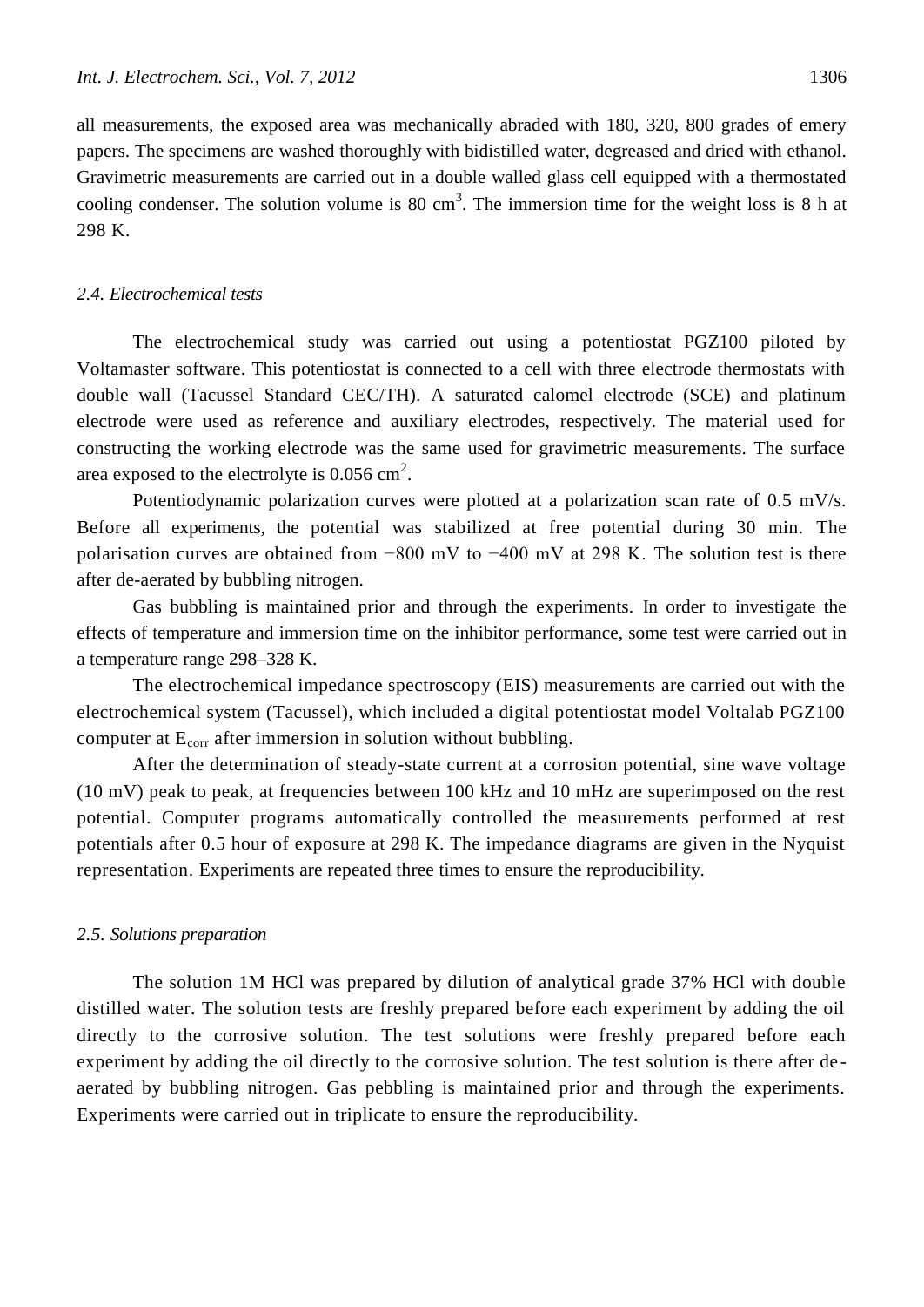all measurements, the exposed area was mechanically abraded with 180, 320, 800 grades of emery papers. The specimens are washed thoroughly with bidistilled water, degreased and dried with ethanol. Gravimetric measurements are carried out in a double walled glass cell equipped with a thermostated cooling condenser. The solution volume is 80 $cm^3$. The immersion time for the weight loss is 8 h at 298 K.

### *2.4. Electrochemical tests*

The electrochemical study was carried out using a potentiostat PGZ100 piloted by Voltamaster software. This potentiostat is connected to a cell with three electrode thermostats with double wall (Tacussel Standard CEC/TH). A saturated calomel electrode (SCE) and platinum electrode were used as reference and auxiliary electrodes, respectively. The material used for constructing the working electrode was the same used for gravimetric measurements. The surface area exposed to the electrolyte is 0.056 $cm^2$.

Potentiodynamic polarization curves were plotted at a polarization scan rate of 0.5 mV/s. Before all experiments, the potential was stabilized at free potential during 30 min. The polarisation curves are obtained from −800 mV to −400 mV at 298 K. The solution test is there after de-aerated by bubbling nitrogen.

Gas bubbling is maintained prior and through the experiments. In order to investigate the effects of temperature and immersion time on the inhibitor performance, some test were carried out in a temperature range 298–328 K.

The electrochemical impedance spectroscopy (EIS) measurements are carried out with the electrochemical system (Tacussel), which included a digital potentiostat model Voltalab PGZ100 computer at $E_{corr}$ after immersion in solution without bubbling.

After the determination of steady-state current at a corrosion potential, sine wave voltage (10 mV) peak to peak, at frequencies between 100 kHz and 10 mHz are superimposed on the rest potential. Computer programs automatically controlled the measurements performed at rest potentials after 0.5 hour of exposure at 298 K. The impedance diagrams are given in the Nyquist representation. Experiments are repeated three times to ensure the reproducibility.

### *2.5. Solutions preparation*

The solution 1M HCl was prepared by dilution of analytical grade 37% HCl with double distilled water. The solution tests are freshly prepared before each experiment by adding the oil directly to the corrosive solution. The test solutions were freshly prepared before each experiment by adding the oil directly to the corrosive solution. The test solution is there after de-aerated by bubbling nitrogen. Gas pebbling is maintained prior and through the experiments. Experiments were carried out in triplicate to ensure the reproducibility.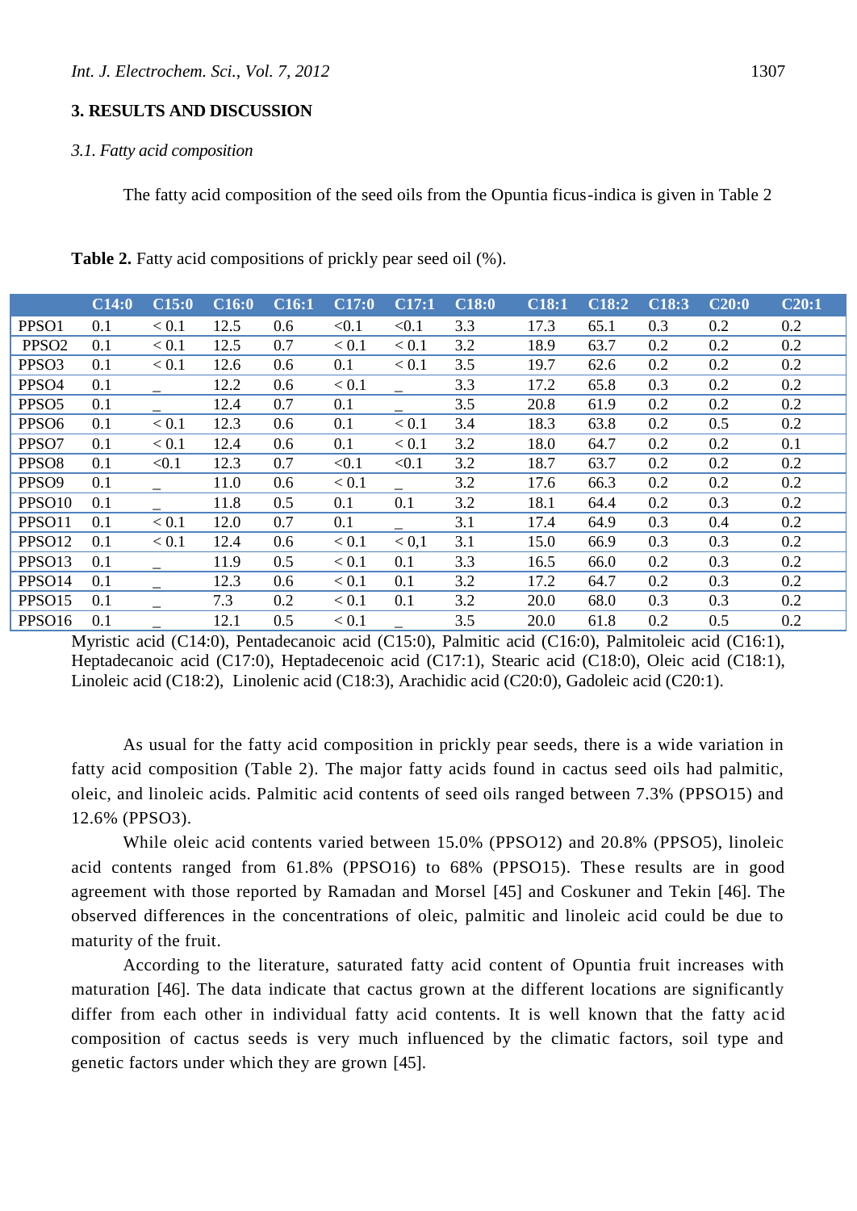## 3. RESULTS AND DISCUSSION

### 3.1. Fatty acid composition

The fatty acid composition of the seed oils from the Opuntia ficus-indica is given in Table 2

**Table 2.** Fatty acid compositions of prickly pear seed oil (%).

| | C14:0 | C15:0 | C16:0 | C16:1 | C17:0 | C17:1 | C18:0 | C18:1 | C18:2 | C18:3 | C20:0 | C20:1 |
|---|---|---|---|---|---|---|---|---|---|---|---|---|
| PPSO1 | 0.1 | < 0.1 | 12.5 | 0.6 | <0.1 | <0.1 | 3.3 | 17.3 | 65.1 | 0.3 | 0.2 | 0.2 |
| PPSO2 | 0.1 | < 0.1 | 12.5 | 0.7 | < 0.1 | < 0.1 | 3.2 | 18.9 | 63.7 | 0.2 | 0.2 | 0.2 |
| PPSO3 | 0.1 | < 0.1 | 12.6 | 0.6 | 0.1 | < 0.1 | 3.5 | 19.7 | 62.6 | 0.2 | 0.2 | 0.2 |
| PPSO4 | 0.1 | _ | 12.2 | 0.6 | < 0.1 | _ | 3.3 | 17.2 | 65.8 | 0.3 | 0.2 | 0.2 |
| PPSO5 | 0.1 | _ | 12.4 | 0.7 | 0.1 | _ | 3.5 | 20.8 | 61.9 | 0.2 | 0.2 | 0.2 |
| PPSO6 | 0.1 | < 0.1 | 12.3 | 0.6 | 0.1 | < 0.1 | 3.4 | 18.3 | 63.8 | 0.2 | 0.5 | 0.2 |
| PPSO7 | 0.1 | < 0.1 | 12.4 | 0.6 | 0.1 | < 0.1 | 3.2 | 18.0 | 64.7 | 0.2 | 0.2 | 0.1 |
| PPSO8 | 0.1 | <0.1 | 12.3 | 0.7 | <0.1 | <0.1 | 3.2 | 18.7 | 63.7 | 0.2 | 0.2 | 0.2 |
| PPSO9 | 0.1 | _ | 11.0 | 0.6 | < 0.1 | _ | 3.2 | 17.6 | 66.3 | 0.2 | 0.2 | 0.2 |
| PPSO10 | 0.1 | _ | 11.8 | 0.5 | 0.1 | 0.1 | 3.2 | 18.1 | 64.4 | 0.2 | 0.3 | 0.2 |
| PPSO11 | 0.1 | < 0.1 | 12.0 | 0.7 | 0.1 | _ | 3.1 | 17.4 | 64.9 | 0.3 | 0.4 | 0.2 |
| PPSO12 | 0.1 | < 0.1 | 12.4 | 0.6 | < 0.1 | < 0,1 | 3.1 | 15.0 | 66.9 | 0.3 | 0.3 | 0.2 |
| PPSO13 | 0.1 | _ | 11.9 | 0.5 | < 0.1 | 0.1 | 3.3 | 16.5 | 66.0 | 0.2 | 0.3 | 0.2 |
| PPSO14 | 0.1 | _ | 12.3 | 0.6 | < 0.1 | 0.1 | 3.2 | 17.2 | 64.7 | 0.2 | 0.3 | 0.2 |
| PPSO15 | 0.1 | _ | 7.3 | 0.2 | < 0.1 | 0.1 | 3.2 | 20.0 | 68.0 | 0.3 | 0.3 | 0.2 |
| PPSO16 | 0.1 | _ | 12.1 | 0.5 | < 0.1 | _ | 3.5 | 20.0 | 61.8 | 0.2 | 0.5 | 0.2 |

Myristic acid (C14:0), Pentadecanoic acid (C15:0), Palmitic acid (C16:0), Palmitoleic acid (C16:1), Heptadecanoic acid (C17:0), Heptadecenoic acid (C17:1), Stearic acid (C18:0), Oleic acid (C18:1), Linoleic acid (C18:2), Linolenic acid (C18:3), Arachidic acid (C20:0), Gadoleic acid (C20:1).

As usual for the fatty acid composition in prickly pear seeds, there is a wide variation in fatty acid composition (Table 2). The major fatty acids found in cactus seed oils had palmitic, oleic, and linoleic acids. Palmitic acid contents of seed oils ranged between 7.3% (PPSO15) and 12.6% (PPSO3).

While oleic acid contents varied between 15.0% (PPSO12) and 20.8% (PPSO5), linoleic acid contents ranged from 61.8% (PPSO16) to 68% (PPSO15). These results are in good agreement with those reported by Ramadan and Morsel [45] and Coskuner and Tekin [46]. The observed differences in the concentrations of oleic, palmitic and linoleic acid could be due to maturity of the fruit.

According to the literature, saturated fatty acid content of Opuntia fruit increases with maturation [46]. The data indicate that cactus grown at the different locations are significantly differ from each other in individual fatty acid contents. It is well known that the fatty acid composition of cactus seeds is very much influenced by the climatic factors, soil type and genetic factors under which they are grown [45].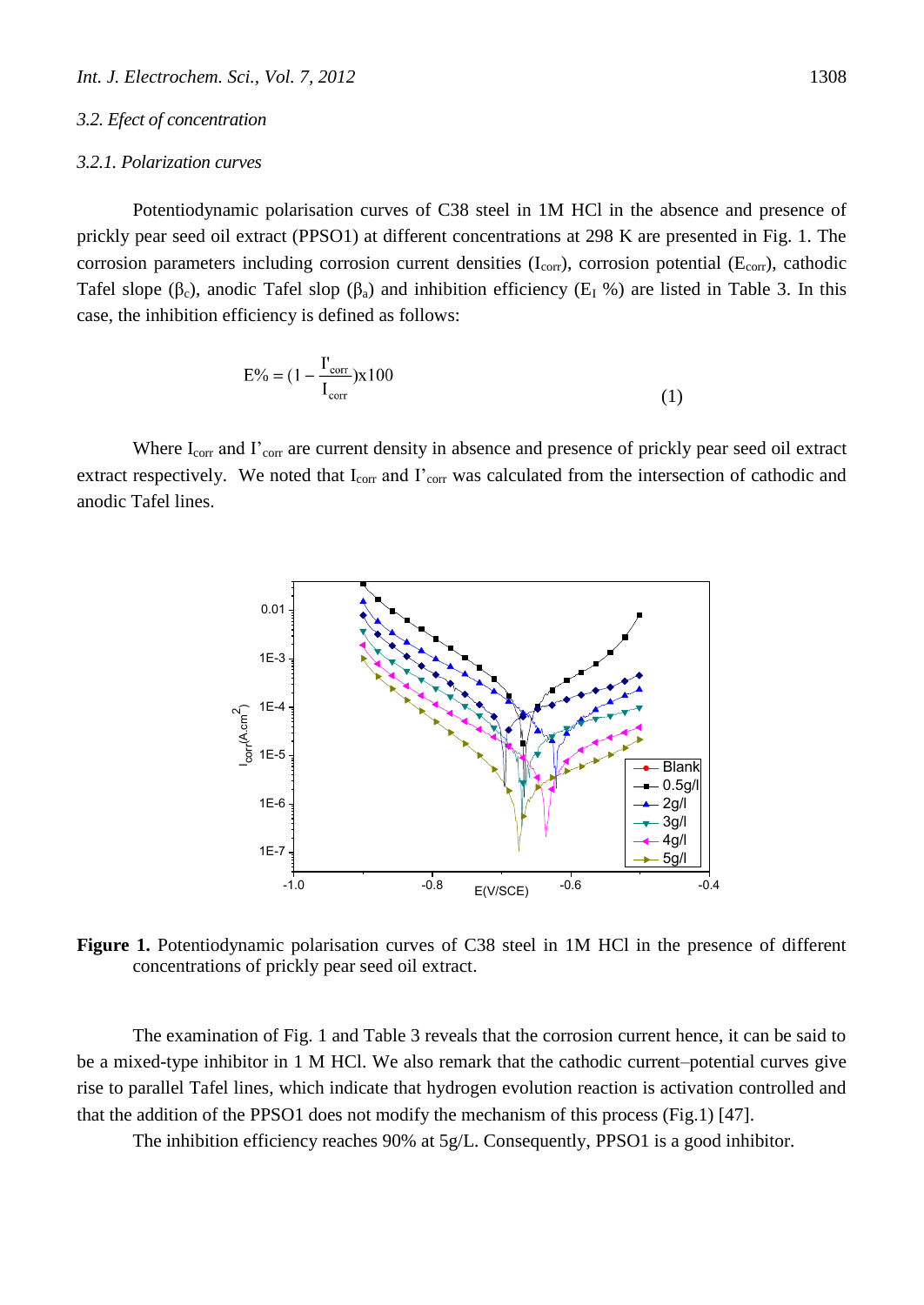### 3.2. Efect of concentration

#### 3.2.1. Polarization curves

Potentiodynamic polarisation curves of C38 steel in 1M HCl in the absence and presence of prickly pear seed oil extract (PPSO1) at different concentrations at 298 K are presented in Fig. 1. The corrosion parameters including corrosion current densities ($I_{corr}$), corrosion potential ($E_{corr}$), cathodic Tafel slope ($\beta_c$), anodic Tafel slop ($\beta_a$) and inhibition efficiency ($E_I$ %) are listed in Table 3. In this case, the inhibition efficiency is defined as follows:

$$E\% = (1 - \frac{I'_{corr}}{I_{corr}})x100 \qquad (1)$$

Where $I_{corr}$ and $I'_{corr}$ are current density in absence and presence of prickly pear seed oil extract extract respectively. We noted that $I_{corr}$ and $I'_{corr}$ was calculated from the intersection of cathodic and anodic Tafel lines.

**Figure 1.** Potentiodynamic polarisation curves of C38 steel in 1M HCl in the presence of different concentrations of prickly pear seed oil extract.

The examination of Fig. 1 and Table 3 reveals that the corrosion current hence, it can be said to be a mixed-type inhibitor in 1 M HCl. We also remark that the cathodic current–potential curves give rise to parallel Tafel lines, which indicate that hydrogen evolution reaction is activation controlled and that the addition of the PPSO1 does not modify the mechanism of this process (Fig.1) [47].

The inhibition efficiency reaches 90% at 5g/L. Consequently, PPSO1 is a good inhibitor.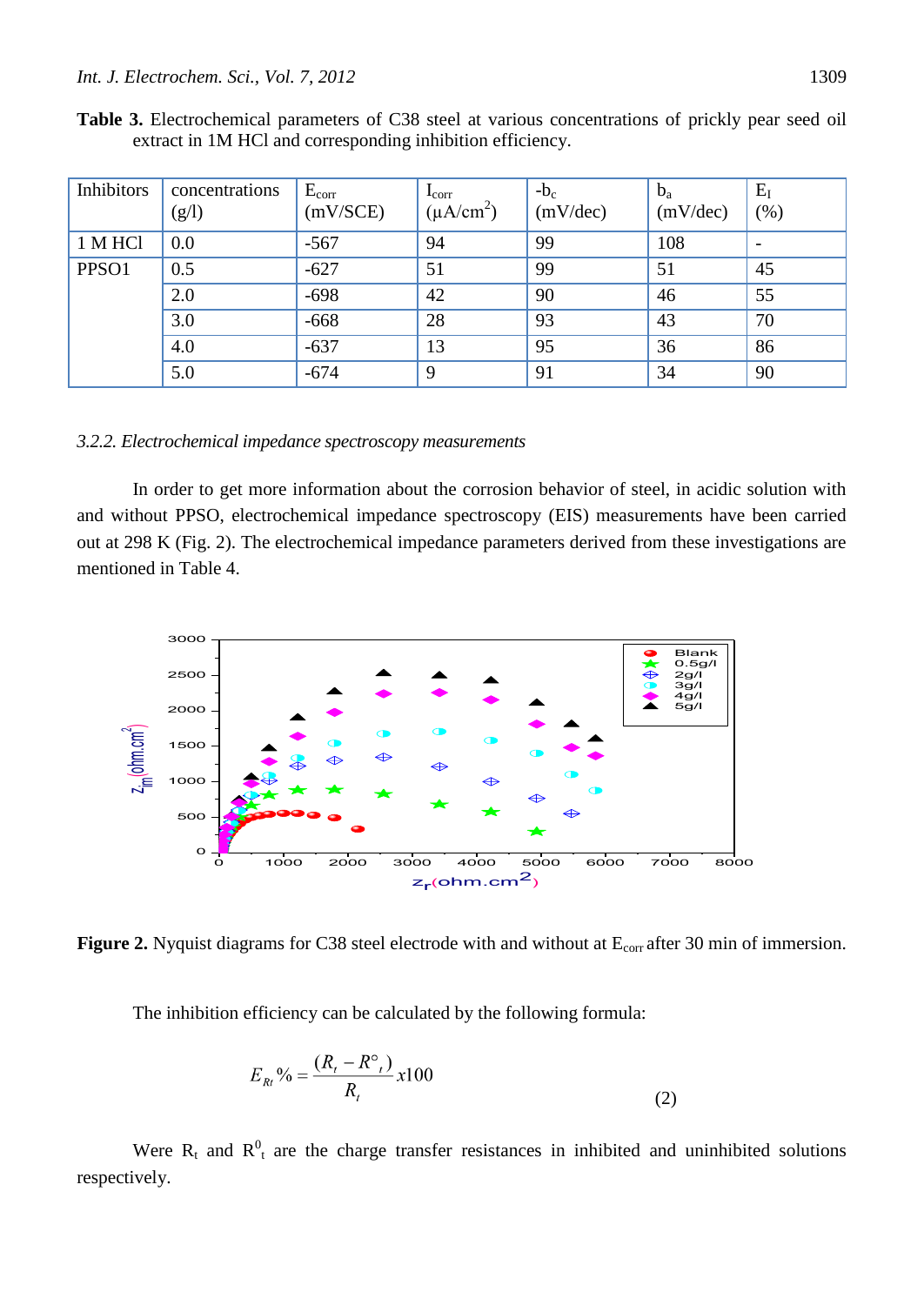**Table 3.** Electrochemical parameters of C38 steel at various concentrations of prickly pear seed oil extract in 1M HCl and corresponding inhibition efficiency.

| Inhibitors | concentrations (g/l) | $E_{corr}$ (mV/SCE) | $I_{corr}$ ($\mu A/cm^2$) | $-b_c$ (mV/dec) | $b_a$ (mV/dec) | $E_I$ (%) |
|---|---|---|---|---|---|---|
| 1 M HCl | 0.0 | -567 | 94 | 99 | 108 | - |
| PPSO1 | 0.5 | -627 | 51 | 99 | 51 | 45 |
| | 2.0 | -698 | 42 | 90 | 46 | 55 |
| | 3.0 | -668 | 28 | 93 | 43 | 70 |
| | 4.0 | -637 | 13 | 95 | 36 | 86 |
| | 5.0 | -674 | 9 | 91 | 34 | 90 |

### *3.2.2. Electrochemical impedance spectroscopy measurements*

In order to get more information about the corrosion behavior of steel, in acidic solution with and without PPSO, electrochemical impedance spectroscopy (EIS) measurements have been carried out at 298 K (Fig. 2). The electrochemical impedance parameters derived from these investigations are mentioned in Table 4.

**Figure 2.** Nyquist diagrams for C38 steel electrode with and without at $E_{corr}$ after 30 min of immersion.

The inhibition efficiency can be calculated by the following formula:

$$E_{Rt}\% = \frac{(R_t - R^\circ_t)}{R_t} x100 \tag{2}$$

Were $R_t$ and $R^0_t$ are the charge transfer resistances in inhibited and uninhibited solutions respectively.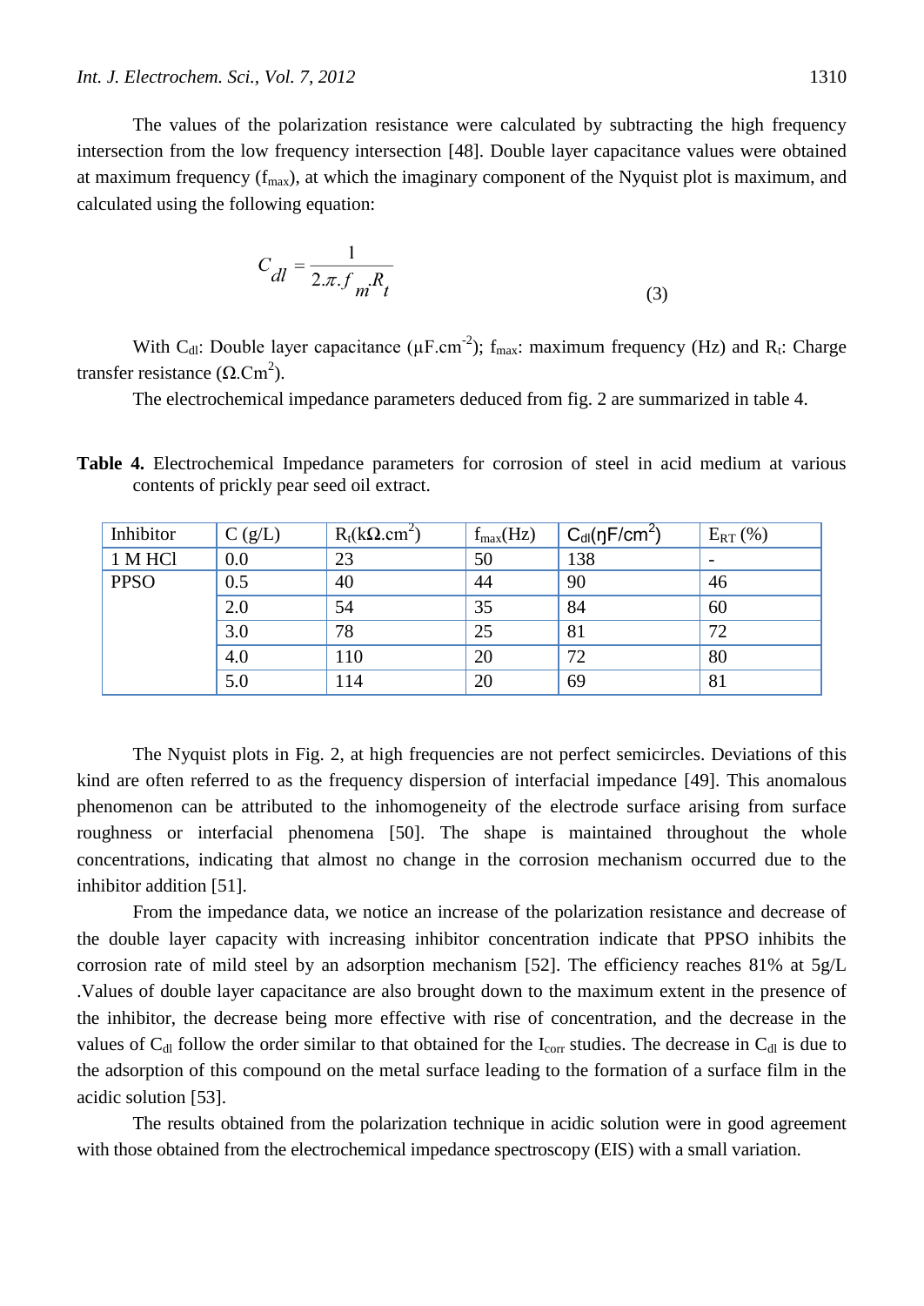The values of the polarization resistance were calculated by subtracting the high frequency intersection from the low frequency intersection [48]. Double layer capacitance values were obtained at maximum frequency ($f_{max}$), at which the imaginary component of the Nyquist plot is maximum, and calculated using the following equation:

$$C_{dl} = \frac{1}{2.\pi.f_{m}.R_{t}} \qquad (3)$$

With $C_{dl}$: Double layer capacitance ($\mu F.cm^{-2}$); $f_{max}$: maximum frequency (Hz) and $R_t$: Charge transfer resistance ($\Omega.Cm^2$).

The electrochemical impedance parameters deduced from fig. 2 are summarized in table 4.

**Table 4.** Electrochemical Impedance parameters for corrosion of steel in acid medium at various contents of prickly pear seed oil extract.

| Inhibitor | C (g/L) | $R_t$($k\Omega.cm^2$) | $f_{max}$(Hz) | $C_{dl}$(ηF/cm$^2$) | $E_{RT}$ (%) |
|---|---|---|---|---|---|
| 1 M HCl | 0.0 | 23 | 50 | 138 | - |
| PPSO | 0.5 | 40 | 44 | 90 | 46 |
| | 2.0 | 54 | 35 | 84 | 60 |
| | 3.0 | 78 | 25 | 81 | 72 |
| | 4.0 | 110 | 20 | 72 | 80 |
| | 5.0 | 114 | 20 | 69 | 81 |

The Nyquist plots in Fig. 2, at high frequencies are not perfect semicircles. Deviations of this kind are often referred to as the frequency dispersion of interfacial impedance [49]. This anomalous phenomenon can be attributed to the inhomogeneity of the electrode surface arising from surface roughness or interfacial phenomena [50]. The shape is maintained throughout the whole concentrations, indicating that almost no change in the corrosion mechanism occurred due to the inhibitor addition [51].

From the impedance data, we notice an increase of the polarization resistance and decrease of the double layer capacity with increasing inhibitor concentration indicate that PPSO inhibits the corrosion rate of mild steel by an adsorption mechanism [52]. The efficiency reaches 81% at 5g/L .Values of double layer capacitance are also brought down to the maximum extent in the presence of the inhibitor, the decrease being more effective with rise of concentration, and the decrease in the values of $C_{dl}$ follow the order similar to that obtained for the $I_{corr}$ studies. The decrease in $C_{dl}$ is due to the adsorption of this compound on the metal surface leading to the formation of a surface film in the acidic solution [53].

The results obtained from the polarization technique in acidic solution were in good agreement with those obtained from the electrochemical impedance spectroscopy (EIS) with a small variation.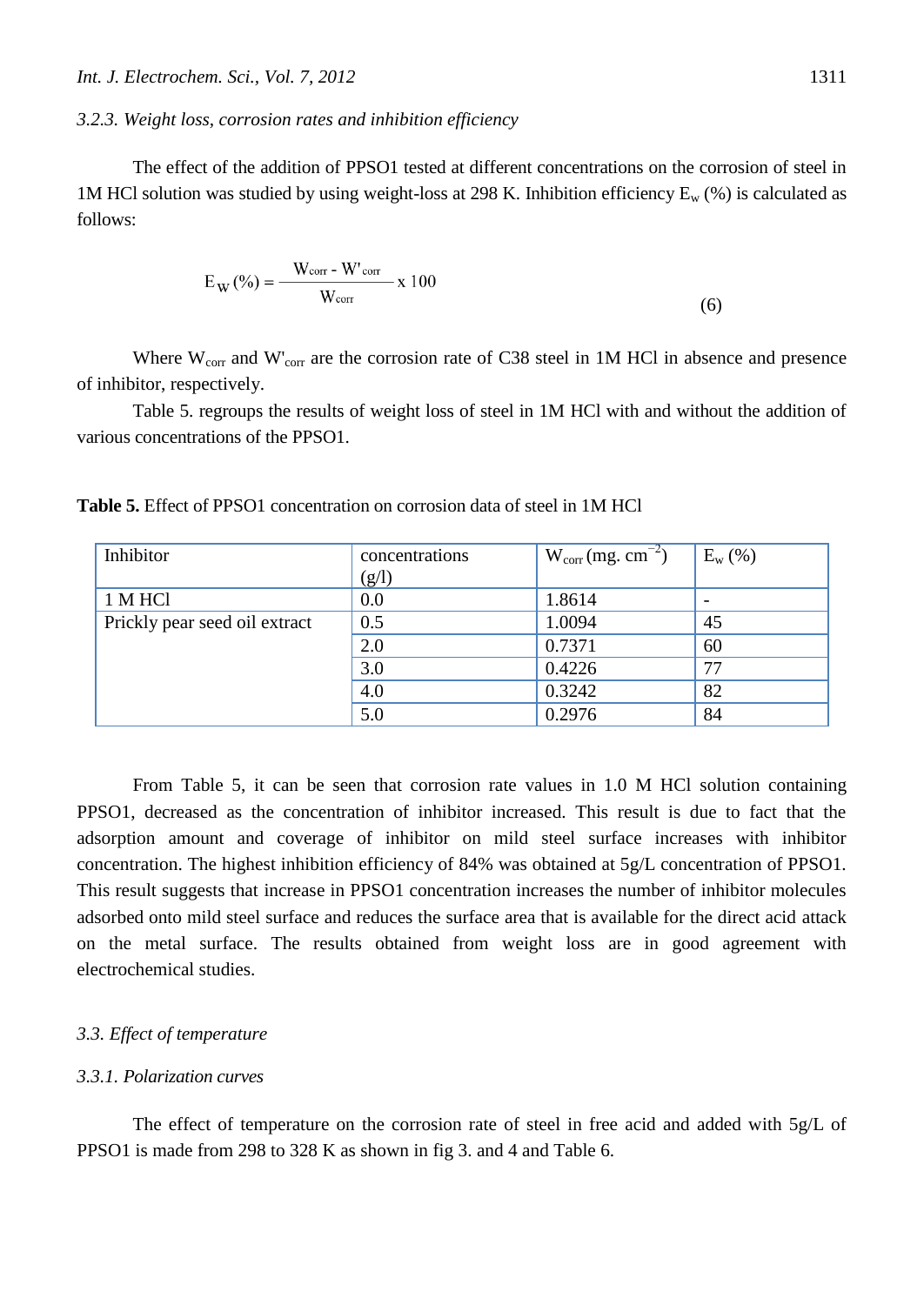### *3.2.3. Weight loss, corrosion rates and inhibition efficiency*

The effect of the addition of PPSO1 tested at different concentrations on the corrosion of steel in 1M HCl solution was studied by using weight-loss at 298 K. Inhibition efficiency $E_w$ (%) is calculated as follows:

$$E_W(\%) = \frac{W_{corr} - W'_{corr}}{W_{corr}} \times 100 \tag{6}$$

Where $W_{corr}$ and $W'_{corr}$ are the corrosion rate of C38 steel in 1M HCl in absence and presence of inhibitor, respectively.

Table 5. regroups the results of weight loss of steel in 1M HCl with and without the addition of various concentrations of the PPSO1.

**Table 5.** Effect of PPSO1 concentration on corrosion data of steel in 1M HCl

| Inhibitor | concentrations (g/l) | $W_{corr}$ (mg. cm$^{-2}$) | $E_w$ (%) |
|---|---|---|---|
| 1 M HCl | 0.0 | 1.8614 | - |
| Prickly pear seed oil extract | 0.5 | 1.0094 | 45 |
| | 2.0 | 0.7371 | 60 |
| | 3.0 | 0.4226 | 77 |
| | 4.0 | 0.3242 | 82 |
| | 5.0 | 0.2976 | 84 |

From Table 5, it can be seen that corrosion rate values in 1.0 M HCl solution containing PPSO1, decreased as the concentration of inhibitor increased. This result is due to fact that the adsorption amount and coverage of inhibitor on mild steel surface increases with inhibitor concentration. The highest inhibition efficiency of 84% was obtained at 5g/L concentration of PPSO1. This result suggests that increase in PPSO1 concentration increases the number of inhibitor molecules adsorbed onto mild steel surface and reduces the surface area that is available for the direct acid attack on the metal surface. The results obtained from weight loss are in good agreement with electrochemical studies.

## *3.3. Effect of temperature*

### *3.3.1. Polarization curves*

The effect of temperature on the corrosion rate of steel in free acid and added with 5g/L of PPSO1 is made from 298 to 328 K as shown in fig 3. and 4 and Table 6.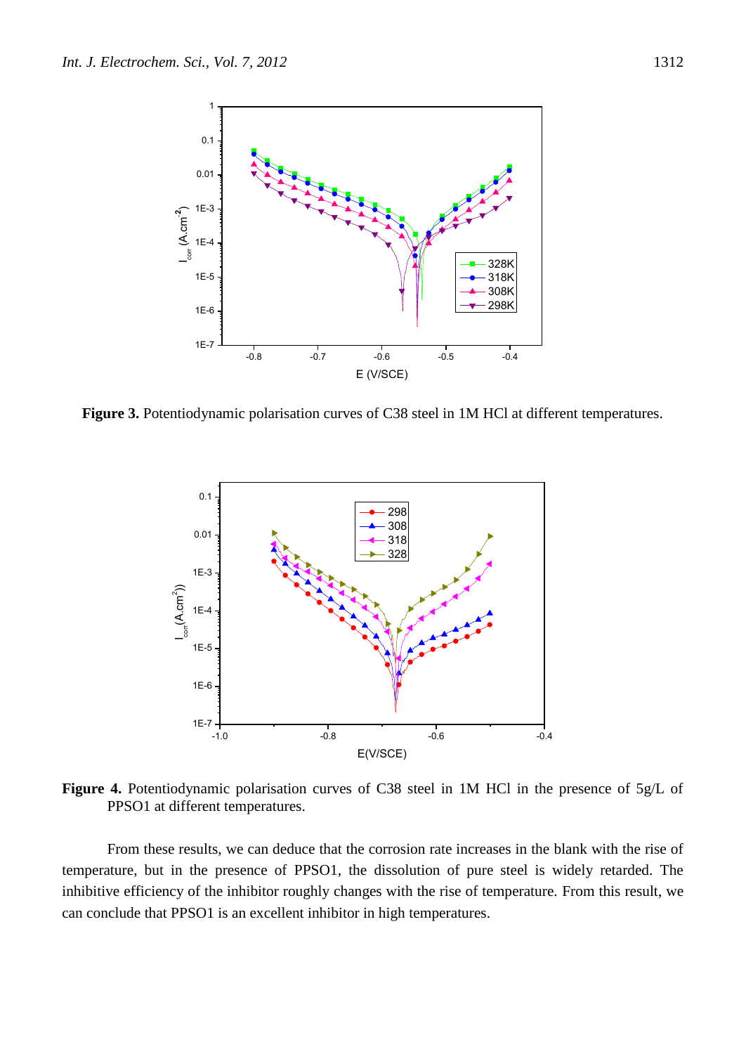**Figure 3.** Potentiodynamic polarisation curves of C38 steel in 1M HCl at different temperatures.

**Figure 4.** Potentiodynamic polarisation curves of C38 steel in 1M HCl in the presence of 5g/L of PPSO1 at different temperatures.

From these results, we can deduce that the corrosion rate increases in the blank with the rise of temperature, but in the presence of PPSO1, the dissolution of pure steel is widely retarded. The inhibitive efficiency of the inhibitor roughly changes with the rise of temperature. From this result, we can conclude that PPSO1 is an excellent inhibitor in high temperatures.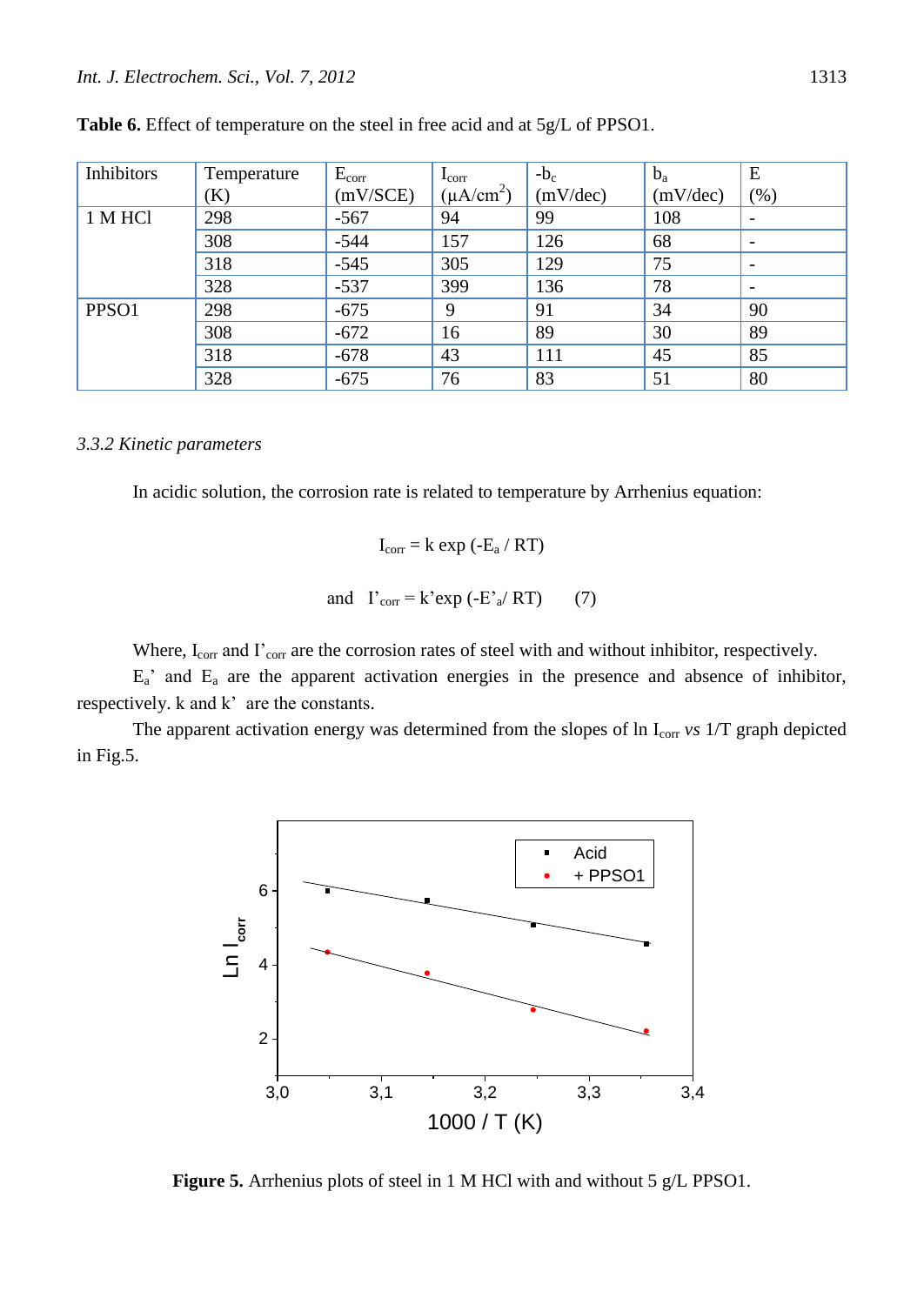**Table 6.** Effect of temperature on the steel in free acid and at 5g/L of PPSO1.

| Inhibitors | Temperature (K) | $E_{corr}$ (mV/SCE) | $I_{corr}$ ($\mu A/cm^2$) | $-b_c$ (mV/dec) | $b_a$ (mV/dec) | E (%) |
|---|---|---|---|---|---|---|
| 1 M HCl | 298 | -567 | 94 | 99 | 108 | - |
| | 308 | -544 | 157 | 126 | 68 | - |
| | 318 | -545 | 305 | 129 | 75 | - |
| | 328 | -537 | 399 | 136 | 78 | - |
| PPSO1 | 298 | -675 | 9 | 91 | 34 | 90 |
| | 308 | -672 | 16 | 89 | 30 | 89 |
| | 318 | -678 | 43 | 111 | 45 | 85 |
| | 328 | -675 | 76 | 83 | 51 | 80 |

*3.3.2 Kinetic parameters*

In acidic solution, the corrosion rate is related to temperature by Arrhenius equation:

$$I_{corr} = k \exp(-E_a / RT)$$

$$\text{and} \quad I'_{corr} = k' \exp(-E'_a / RT) \qquad (7)$$

Where, $I_{corr}$ and $I'_{corr}$ are the corrosion rates of steel with and without inhibitor, respectively. $E_a'$ and $E_a$ are the apparent activation energies in the presence and absence of inhibitor, respectively. k and k' are the constants.

The apparent activation energy was determined from the slopes of ln $I_{corr}$ *vs* 1/T graph depicted in Fig.5.

**Figure 5.** Arrhenius plots of steel in 1 M HCl with and without 5 g/L PPSO1.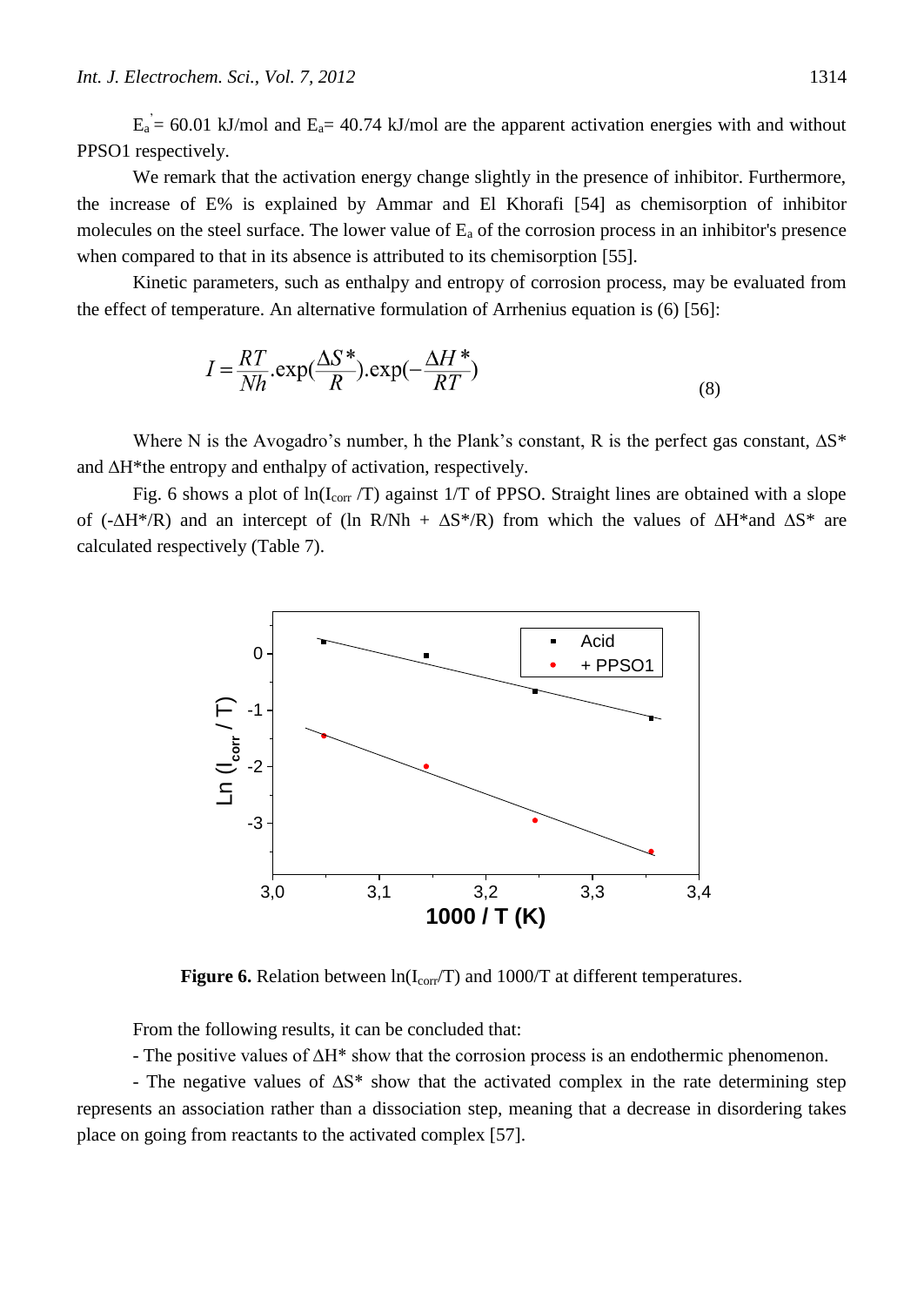$E_a^{'} = 60.01$ kJ/mol and $E_a = 40.74$ kJ/mol are the apparent activation energies with and without PPSO1 respectively.

We remark that the activation energy change slightly in the presence of inhibitor. Furthermore, the increase of E% is explained by Ammar and El Khorafi [54] as chemisorption of inhibitor molecules on the steel surface. The lower value of $E_a$ of the corrosion process in an inhibitor's presence when compared to that in its absence is attributed to its chemisorption [55].

Kinetic parameters, such as enthalpy and entropy of corrosion process, may be evaluated from the effect of temperature. An alternative formulation of Arrhenius equation is (6) [56]:

$$I = \frac{RT}{Nh}.\exp(\frac{\Delta S^*}{R}).\exp(-\frac{\Delta H^*}{RT}) \quad (8)$$

Where N is the Avogadro's number, h the Plank's constant, R is the perfect gas constant, $\Delta S^*$ and $\Delta H^*$the entropy and enthalpy of activation, respectively.

Fig. 6 shows a plot of $\ln(I_{corr}/T)$ against 1/T of PPSO. Straight lines are obtained with a slope of $(-\Delta H^*/R)$ and an intercept of $(\ln R/Nh + \Delta S^*/R)$ from which the values of $\Delta H^*$and $\Delta S^*$ are calculated respectively (Table 7).

**Figure 6.** Relation between $\ln(I_{corr}/T)$ and 1000/T at different temperatures.

From the following results, it can be concluded that:

- The positive values of $\Delta H^*$ show that the corrosion process is an endothermic phenomenon.

- The negative values of $\Delta S^*$ show that the activated complex in the rate determining step represents an association rather than a dissociation step, meaning that a decrease in disordering takes place on going from reactants to the activated complex [57].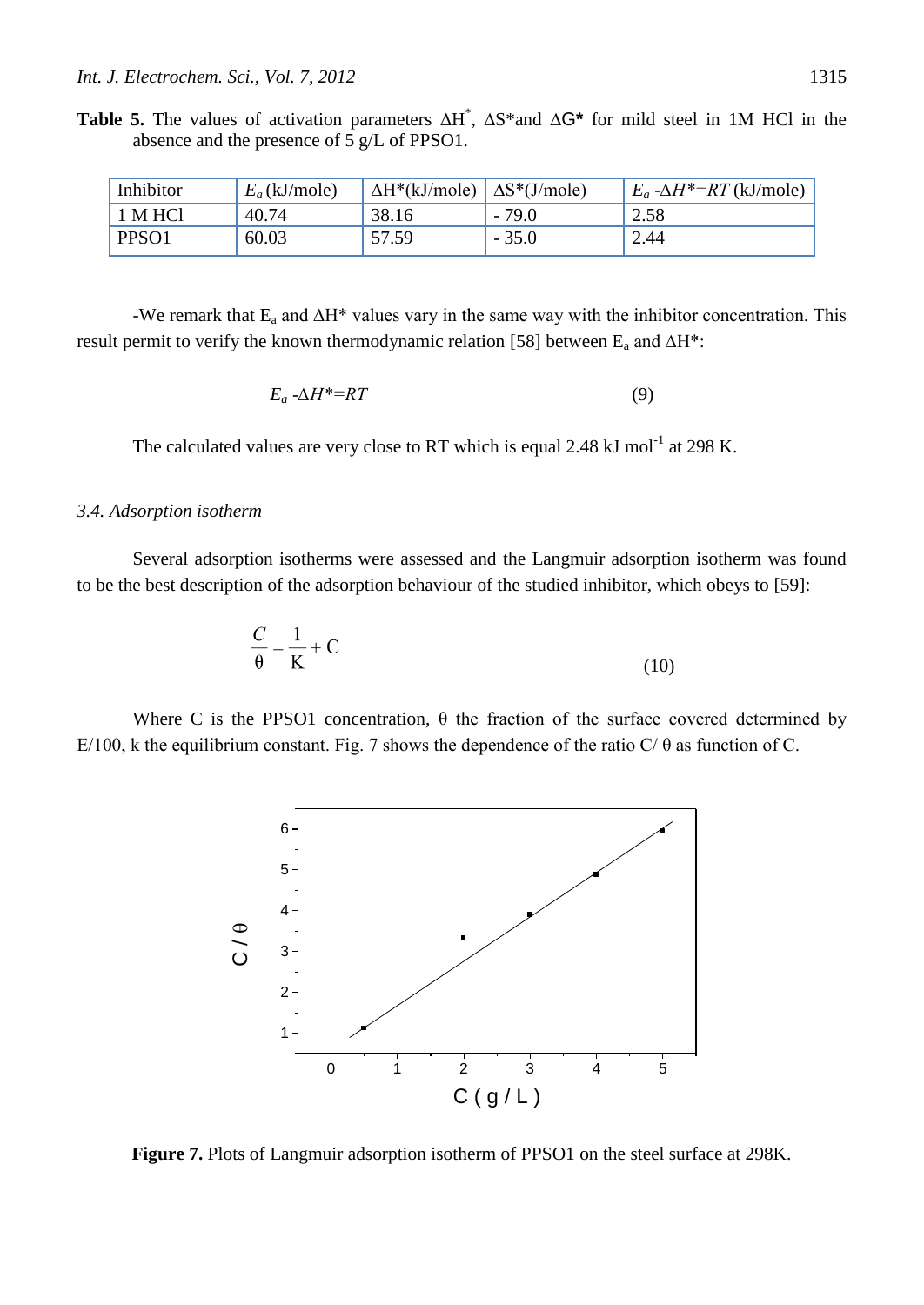**Table 5.** The values of activation parameters $\Delta H^*$, $\Delta S^*$and $\Delta G^*$ for mild steel in 1M HCl in the absence and the presence of 5 g/L of PPSO1.

| Inhibitor | $E_a$ (kJ/mole) | $\Delta H^*$(kJ/mole) | $\Delta S^*$(J/mole) | $E_a - \Delta H^* = RT$ (kJ/mole) |
|---|---|---|---|---|
| 1 M HCl | 40.74 | 38.16 | - 79.0 | 2.58 |
| PPSO1 | 60.03 | 57.59 | - 35.0 | 2.44 |

-We remark that $E_a$ and $\Delta H^*$ values vary in the same way with the inhibitor concentration. This result permit to verify the known thermodynamic relation [58] between $E_a$ and $\Delta H^*$:

$$E_a - \Delta H^* = RT \tag{9}$$

The calculated values are very close to RT which is equal 2.48 kJ $mol^{-1}$ at 298 K.

### *3.4. Adsorption isotherm*

Several adsorption isotherms were assessed and the Langmuir adsorption isotherm was found to be the best description of the adsorption behaviour of the studied inhibitor, which obeys to [59]:

$$\frac{C}{\theta} = \frac{1}{K} + C \tag{10}$$

Where C is the PPSO1 concentration, θ the fraction of the surface covered determined by E/100, k the equilibrium constant. Fig. 7 shows the dependence of the ratio C/ θ as function of C.

**Figure 7.** Plots of Langmuir adsorption isotherm of PPSO1 on the steel surface at 298K.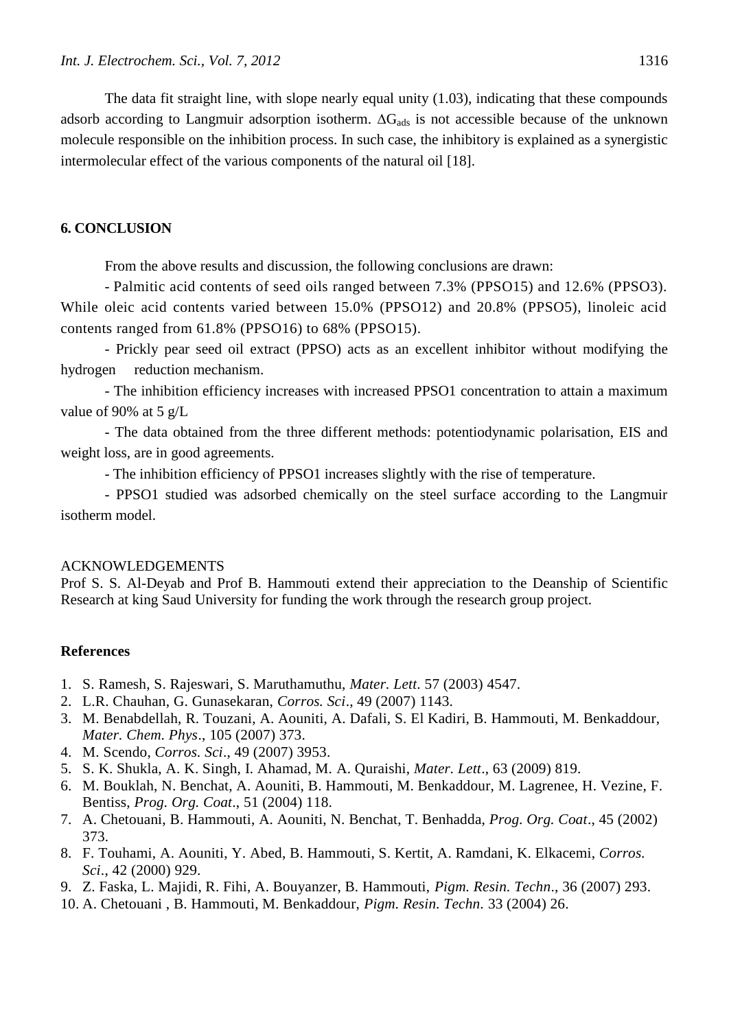The data fit straight line, with slope nearly equal unity (1.03), indicating that these compounds adsorb according to Langmuir adsorption isotherm. $\Delta G_{ads}$ is not accessible because of the unknown molecule responsible on the inhibition process. In such case, the inhibitory is explained as a synergistic intermolecular effect of the various components of the natural oil [18].

## 6. CONCLUSION

From the above results and discussion, the following conclusions are drawn:

- Palmitic acid contents of seed oils ranged between 7.3% (PPSO15) and 12.6% (PPSO3). While oleic acid contents varied between 15.0% (PPSO12) and 20.8% (PPSO5), linoleic acid contents ranged from 61.8% (PPSO16) to 68% (PPSO15).
- Prickly pear seed oil extract (PPSO) acts as an excellent inhibitor without modifying the hydrogen reduction mechanism.
- The inhibition efficiency increases with increased PPSO1 concentration to attain a maximum value of 90% at 5 g/L
- The data obtained from the three different methods: potentiodynamic polarisation, EIS and weight loss, are in good agreements.
- The inhibition efficiency of PPSO1 increases slightly with the rise of temperature.
- PPSO1 studied was adsorbed chemically on the steel surface according to the Langmuir isotherm model.

ACKNOWLEDGEMENTS

Prof S. S. Al-Deyab and Prof B. Hammouti extend their appreciation to the Deanship of Scientific Research at king Saud University for funding the work through the research group project.

## References

1. S. Ramesh, S. Rajeswari, S. Maruthamuthu, *Mater. Lett*. 57 (2003) 4547.
2. L.R. Chauhan, G. Gunasekaran, *Corros. Sci*., 49 (2007) 1143.
3. M. Benabdellah, R. Touzani, A. Aouniti, A. Dafali, S. El Kadiri, B. Hammouti, M. Benkaddour, *Mater. Chem. Phys*., 105 (2007) 373.
4. M. Scendo, *Corros. Sci*., 49 (2007) 3953.
5. S. K. Shukla, A. K. Singh, I. Ahamad, M. A. Quraishi, *Mater. Lett*., 63 (2009) 819.
6. M. Bouklah, N. Benchat, A. Aouniti, B. Hammouti, M. Benkaddour, M. Lagrenee, H. Vezine, F. Bentiss, *Prog. Org. Coat*., 51 (2004) 118.
7. A. Chetouani, B. Hammouti, A. Aouniti, N. Benchat, T. Benhadda, *Prog. Org. Coat*., 45 (2002) 373.
8. F. Touhami, A. Aouniti, Y. Abed, B. Hammouti, S. Kertit, A. Ramdani, K. Elkacemi, *Corros. Sci*., 42 (2000) 929.
9. Z. Faska, L. Majidi, R. Fihi, A. Bouyanzer, B. Hammouti, *Pigm. Resin. Techn*., 36 (2007) 293.
10. A. Chetouani , B. Hammouti, M. Benkaddour, *Pigm. Resin. Techn.* 33 (2004) 26.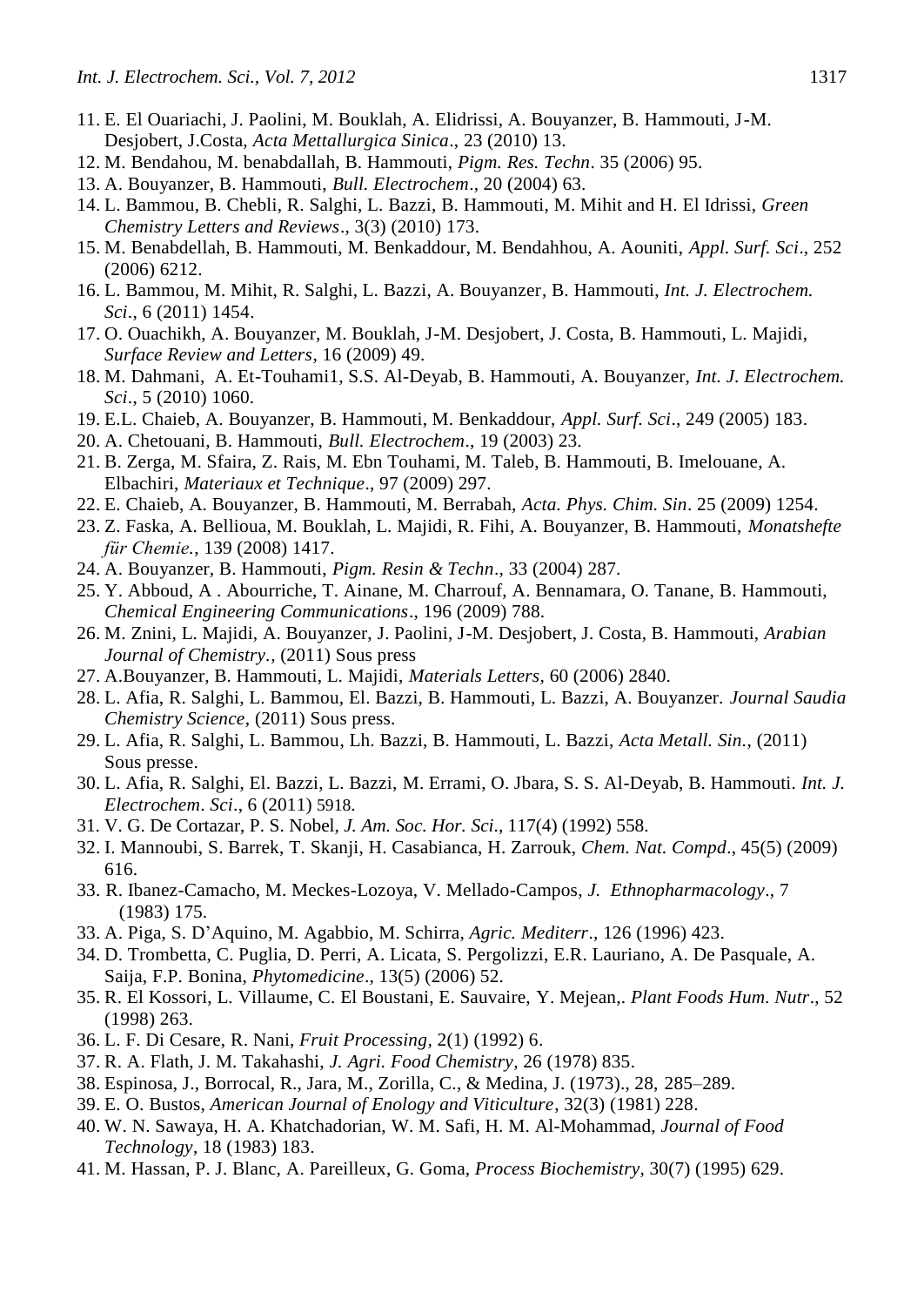11. E. El Ouariachi, J. Paolini, M. Bouklah, A. Elidrissi, A. Bouyanzer, B. Hammouti, J-M. Desjobert, J.Costa, *Acta Mettallurgica Sinica*., 23 (2010) 13.
12. M. Bendahou, M. benabdallah, B. Hammouti, *Pigm. Res. Techn*. 35 (2006) 95.
13. A. Bouyanzer, B. Hammouti, *Bull. Electrochem*., 20 (2004) 63.
14. L. Bammou, B. Chebli, R. Salghi, L. Bazzi, B. Hammouti, M. Mihit and H. El Idrissi, *Green Chemistry Letters and Reviews*., 3(3) (2010) 173.
15. M. Benabdellah, B. Hammouti, M. Benkaddour, M. Bendahhou, A. Aouniti, *Appl. Surf. Sci*., 252 (2006) 6212.
16. L. Bammou, M. Mihit, R. Salghi, L. Bazzi, A. Bouyanzer, B. Hammouti, *Int. J. Electrochem. Sci*., 6 (2011) 1454.
17. O. Ouachikh, A. Bouyanzer, M. Bouklah, J-M. Desjobert, J. Costa, B. Hammouti, L. Majidi, *Surface Review and Letters*, 16 (2009) 49.
18. M. Dahmani, A. Et-Touhami1, S.S. Al-Deyab, B. Hammouti, A. Bouyanzer, *Int. J. Electrochem. Sci*., 5 (2010) 1060.
19. E.L. Chaieb, A. Bouyanzer, B. Hammouti, M. Benkaddour, *Appl. Surf. Sci*., 249 (2005) 183.
20. A. Chetouani, B. Hammouti, *Bull. Electrochem*., 19 (2003) 23.
21. B. Zerga, M. Sfaira, Z. Rais, M. Ebn Touhami, M. Taleb, B. Hammouti, B. Imelouane, A. Elbachiri, *Materiaux et Technique*., 97 (2009) 297.
22. E. Chaieb, A. Bouyanzer, B. Hammouti, M. Berrabah, *Acta. Phys. Chim. Sin*. 25 (2009) 1254.
23. Z. Faska, A. Bellioua, M. Bouklah, L. Majidi, R. Fihi, A. Bouyanzer, B. Hammouti, *Monatshefte für Chemie.*, 139 (2008) 1417.
24. A. Bouyanzer, B. Hammouti, *Pigm. Resin & Techn*., 33 (2004) 287.
25. Y. Abboud, A . Abourriche, T. Ainane, M. Charrouf, A. Bennamara, O. Tanane, B. Hammouti, *Chemical Engineering Communications*., 196 (2009) 788.
26. M. Znini, L. Majidi, A. Bouyanzer, J. Paolini, J-M. Desjobert, J. Costa, B. Hammouti, *Arabian Journal of Chemistry.*, (2011) Sous press
27. A.Bouyanzer, B. Hammouti, L. Majidi, *Materials Letters*, 60 (2006) 2840.
28. L. Afia, R. Salghi, L. Bammou, El. Bazzi, B. Hammouti, L. Bazzi, A. Bouyanzer. *Journal Saudia Chemistry Science*, (2011) Sous press.
29. L. Afia, R. Salghi, L. Bammou, Lh. Bazzi, B. Hammouti, L. Bazzi, *Acta Metall. Sin.,* (2011) Sous presse.
30. L. Afia, R. Salghi, El. Bazzi, L. Bazzi, M. Errami, O. Jbara, S. S. Al-Deyab, B. Hammouti. *Int. J. Electrochem*. *Sci*., 6 (2011) 5918.
31. V. G. De Cortazar, P. S. Nobel, *J. Am. Soc. Hor. Sci*., 117(4) (1992) 558.
32. I. Mannoubi, S. Barrek, T. Skanji, H. Casabianca, H. Zarrouk, *Chem. Nat. Compd*., 45(5) (2009) 616.
33. R. Ibanez-Camacho, M. Meckes-Lozoya, V. Mellado-Campos, *J. Ethnopharmacology*., 7 (1983) 175.
33. A. Piga, S. D'Aquino, M. Agabbio, M. Schirra, *Agric. Mediterr*., 126 (1996) 423.
34. D. Trombetta, C. Puglia, D. Perri, A. Licata, S. Pergolizzi, E.R. Lauriano, A. De Pasquale, A. Saija, F.P. Bonina, *Phytomedicine*., 13(5) (2006) 52.
35. R. El Kossori, L. Villaume, C. El Boustani, E. Sauvaire, Y. Mejean,. *Plant Foods Hum. Nutr*., 52 (1998) 263.
36. L. F. Di Cesare, R. Nani, *Fruit Processing*, 2(1) (1992) 6.
37. R. A. Flath, J. M. Takahashi, *J. Agri. Food Chemistry,* 26 (1978) 835.
38. Espinosa, J., Borrocal, R., Jara, M., Zorilla, C., & Medina, J. (1973)., 28, 285–289.
39. E. O. Bustos, *American Journal of Enology and Viticulture*, 32(3) (1981) 228.
40. W. N. Sawaya, H. A. Khatchadorian, W. M. Safi, H. M. Al-Mohammad, *Journal of Food Technology*, 18 (1983) 183.
41. M. Hassan, P. J. Blanc, A. Pareilleux, G. Goma, *Process Biochemistry*, 30(7) (1995) 629.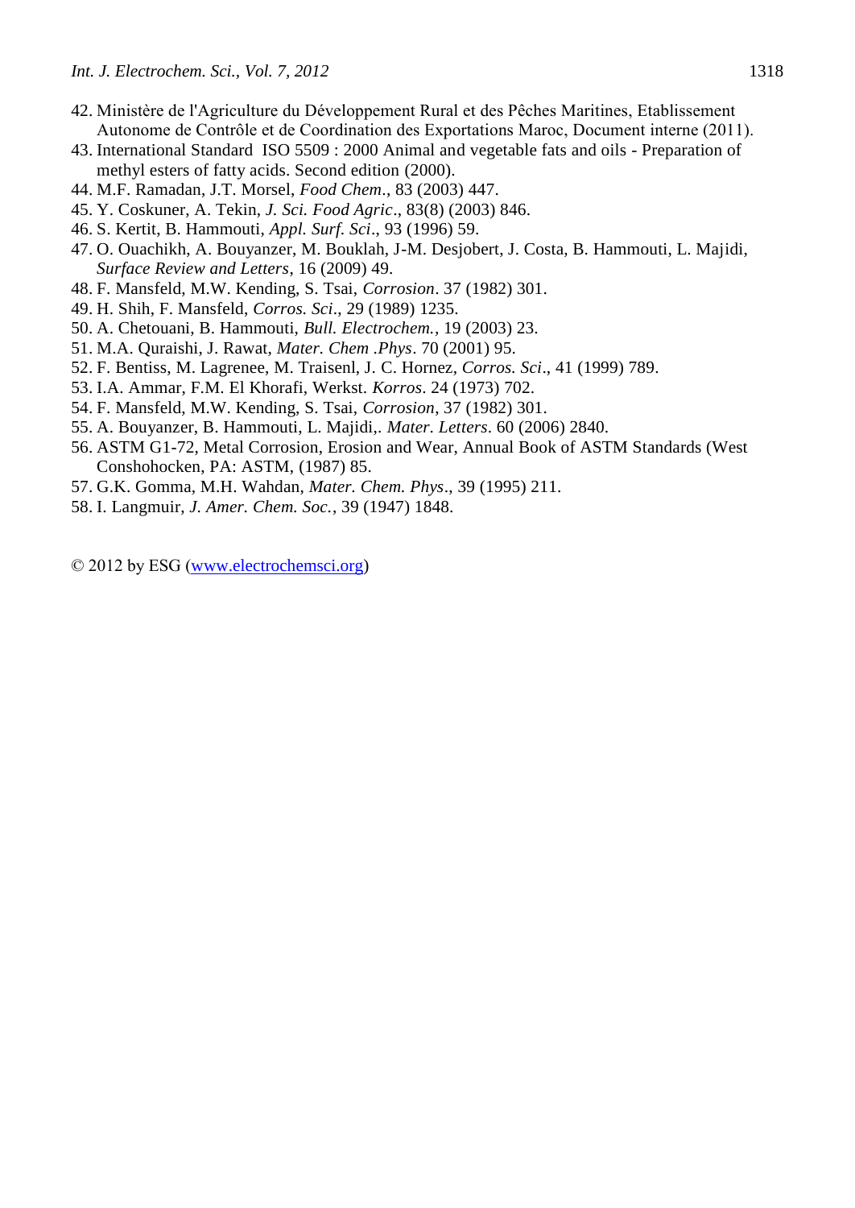42. Ministère de l'Agriculture du Développement Rural et des Pêches Maritimes, Etablissement Autonome de Contrôle et de Coordination des Exportations Maroc, Document interne (2011).
43. International Standard ISO 5509 : 2000 Animal and vegetable fats and oils - Preparation of methyl esters of fatty acids. Second edition (2000).
44. M.F. Ramadan, J.T. Morsel, *Food Chem*., 83 (2003) 447.
45. Y. Coskuner, A. Tekin, *J. Sci. Food Agric*., 83(8) (2003) 846.
46. S. Kertit, B. Hammouti, *Appl. Surf. Sci*., 93 (1996) 59.
47. O. Ouachikh, A. Bouyanzer, M. Bouklah, J-M. Desjobert, J. Costa, B. Hammouti, L. Majidi, *Surface Review and Letters*, 16 (2009) 49.
48. F. Mansfeld, M.W. Kending, S. Tsai, *Corrosion*. 37 (1982) 301.
49. H. Shih, F. Mansfeld, *Corros. Sci*., 29 (1989) 1235.
50. A. Chetouani, B. Hammouti, *Bull. Electrochem.*, 19 (2003) 23.
51. M.A. Quraishi, J. Rawat, *Mater. Chem .Phys*. 70 (2001) 95.
52. F. Bentiss, M. Lagrenee, M. Traisenl, J. C. Hornez, *Corros. Sci*., 41 (1999) 789.
53. I.A. Ammar, F.M. El Khorafi, Werkst. *Korros*. 24 (1973) 702.
54. F. Mansfeld, M.W. Kending, S. Tsai, *Corrosion*, 37 (1982) 301.
55. A. Bouyanzer, B. Hammouti, L. Majidi,. *Mater. Letters*. 60 (2006) 2840.
56. ASTM G1-72, Metal Corrosion, Erosion and Wear, Annual Book of ASTM Standards (West Conshohocken, PA: ASTM, (1987) 85.
57. G.K. Gomma, M.H. Wahdan, *Mater. Chem. Phys*., 39 (1995) 211.
58. I. Langmuir, *J. Amer. Chem. Soc.*, 39 (1947) 1848.

© 2012 by ESG (www.electrochemsci.org)